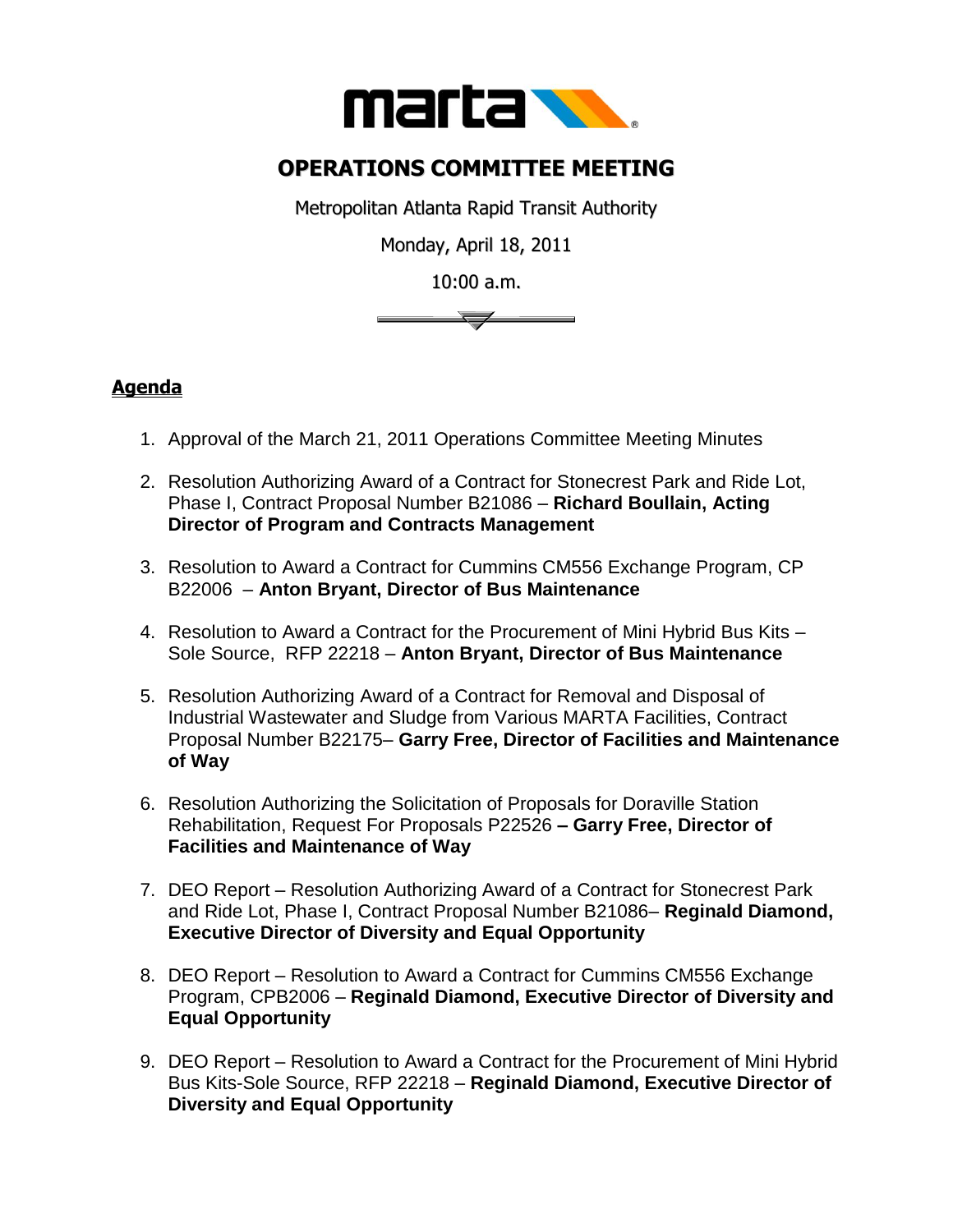# OPERATIONS COMMITTEE MEETING

Metropolitan Atlanta Rapid Transit Authority

Monday, April 18, 2011

10:00 a.m.

## Agenda

1. Approval of the March 21, 2011 Operations Committee Meeting Minutes
2. Resolution Authorizing Award of a Contract for Stonecrest Park and Ride Lot, Phase I, Contract Proposal Number B21086 – **Richard Boullain, Acting Director of Program and Contracts Management**
3. Resolution to Award a Contract for Cummins CM556 Exchange Program, CP B22006 – **Anton Bryant, Director of Bus Maintenance**
4. Resolution to Award a Contract for the Procurement of Mini Hybrid Bus Kits – Sole Source, RFP 22218 – **Anton Bryant, Director of Bus Maintenance**
5. Resolution Authorizing Award of a Contract for Removal and Disposal of Industrial Wastewater and Sludge from Various MARTA Facilities, Contract Proposal Number B22175– **Garry Free, Director of Facilities and Maintenance of Way**
6. Resolution Authorizing the Solicitation of Proposals for Doraville Station Rehabilitation, Request For Proposals P22526 **– Garry Free, Director of Facilities and Maintenance of Way**
7. DEO Report – Resolution Authorizing Award of a Contract for Stonecrest Park and Ride Lot, Phase I, Contract Proposal Number B21086– **Reginald Diamond, Executive Director of Diversity and Equal Opportunity**
8. DEO Report – Resolution to Award a Contract for Cummins CM556 Exchange Program, CPB2006 – **Reginald Diamond, Executive Director of Diversity and Equal Opportunity**
9. DEO Report – Resolution to Award a Contract for the Procurement of Mini Hybrid Bus Kits-Sole Source, RFP 22218 – **Reginald Diamond, Executive Director of Diversity and Equal Opportunity**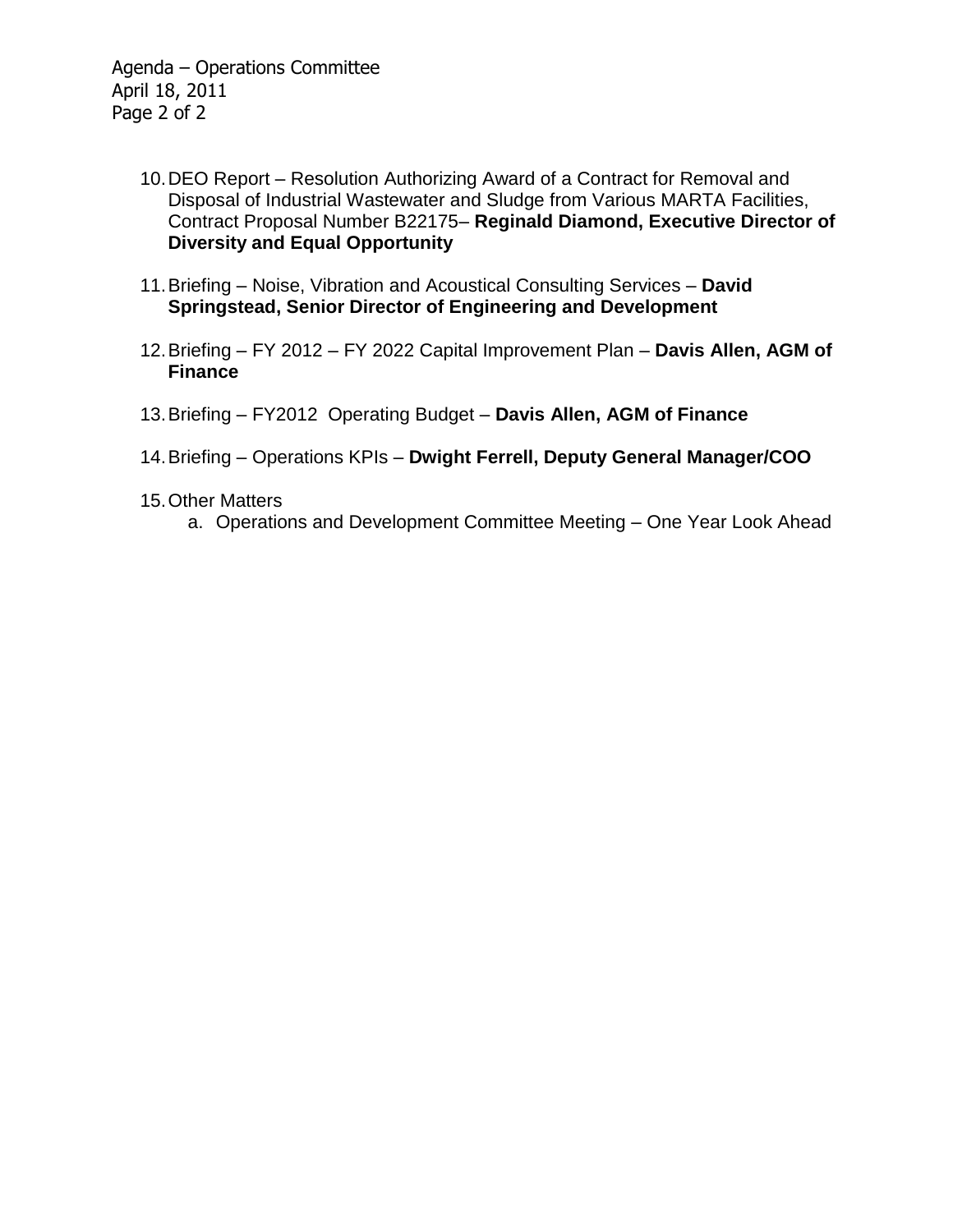10. DEO Report – Resolution Authorizing Award of a Contract for Removal and Disposal of Industrial Wastewater and Sludge from Various MARTA Facilities, Contract Proposal Number B22175– **Reginald Diamond, Executive Director of Diversity and Equal Opportunity**

11. Briefing – Noise, Vibration and Acoustical Consulting Services – **David Springstead, Senior Director of Engineering and Development**

12. Briefing – FY 2012 – FY 2022 Capital Improvement Plan – **Davis Allen, AGM of Finance**

13. Briefing – FY2012 Operating Budget – **Davis Allen, AGM of Finance**

14. Briefing – Operations KPIs – **Dwight Ferrell, Deputy General Manager/COO**

15. Other Matters
    a. Operations and Development Committee Meeting – One Year Look Ahead